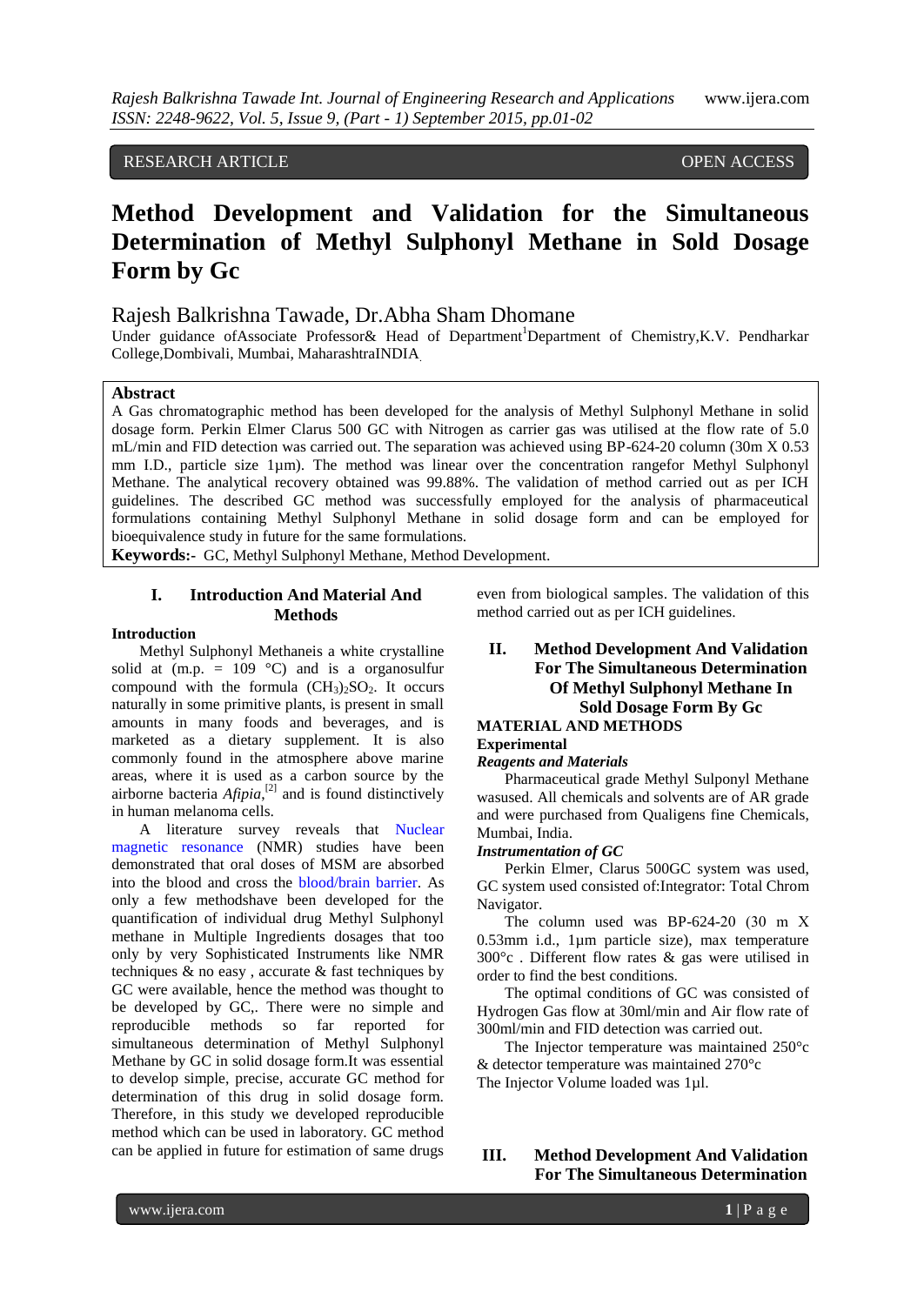RESEARCH ARTICLE OPEN ACCESS

# Method Development and Validation for the Simultaneous Determination of Methyl Sulphonyl Methane in Sold Dosage Form by Gc

Rajesh Balkrishna Tawade, Dr.Abha Sham Dhomane

Under guidance ofAssociate Professor& Head of Department[1]Department of Chemistry,K.V. Pendharkar College,Dombivali, Mumbai, MaharashtraINDIA.

## Abstract

A Gas chromatographic method has been developed for the analysis of Methyl Sulphonyl Methane in solid dosage form. Perkin Elmer Clarus 500 GC with Nitrogen as carrier gas was utilised at the flow rate of 5.0 mL/min and FID detection was carried out. The separation was achieved using BP-624-20 column (30m X 0.53 mm I.D., particle size 1µm). The method was linear over the concentration rangefor Methyl Sulphonyl Methane. The analytical recovery obtained was 99.88%. The validation of method carried out as per ICH guidelines. The described GC method was successfully employed for the analysis of pharmaceutical formulations containing Methyl Sulphonyl Methane in solid dosage form and can be employed for bioequivalence study in future for the same formulations.

**Keywords:-** GC, Methyl Sulphonyl Methane, Method Development.

## I. Introduction And Material And Methods

### Introduction

Methyl Sulphonyl Methaneis a white crystalline solid at (m.p. = 109 °C) and is a organosulfur compound with the formula $(CH_3)_2SO_2$. It occurs naturally in some primitive plants, is present in small amounts in many foods and beverages, and is marketed as a dietary supplement. It is also commonly found in the atmosphere above marine areas, where it is used as a carbon source by the airborne bacteria *Afipia*,[2] and is found distinctively in human melanoma cells.

A literature survey reveals that Nuclear magnetic resonance (NMR) studies have been demonstrated that oral doses of MSM are absorbed into the blood and cross the blood/brain barrier. As only a few methodshave been developed for the quantification of individual drug Methyl Sulphonyl methane in Multiple Ingredients dosages that too only by very Sophisticated Instruments like NMR techniques & no easy , accurate & fast techniques by GC were available, hence the method was thought to be developed by GC,. There were no simple and reproducible methods so far reported for simultaneous determination of Methyl Sulphonyl Methane by GC in solid dosage form.It was essential to develop simple, precise, accurate GC method for determination of this drug in solid dosage form. Therefore, in this study we developed reproducible method which can be used in laboratory. GC method can be applied in future for estimation of same drugs even from biological samples. The validation of this method carried out as per ICH guidelines.

## II. Method Development And Validation For The Simultaneous Determination Of Methyl Sulphonyl Methane In Sold Dosage Form By Gc

### MATERIAL AND METHODS

### Experimental

#### *Reagents and Materials*

Pharmaceutical grade Methyl Sulponyl Methane wasused. All chemicals and solvents are of AR grade and were purchased from Qualigens fine Chemicals, Mumbai, India.

#### *Instrumentation of GC*

Perkin Elmer, Clarus 500GC system was used, GC system used consisted of:Integrator: Total Chrom Navigator.

The column used was BP-624-20 (30 m X 0.53mm i.d., 1µm particle size), max temperature 300°c . Different flow rates & gas were utilised in order to find the best conditions.

The optimal conditions of GC was consisted of Hydrogen Gas flow at 30ml/min and Air flow rate of 300ml/min and FID detection was carried out.

The Injector temperature was maintained 250°c & detector temperature was maintained 270°c

The Injector Volume loaded was 1µl.

## III. Method Development And Validation For The Simultaneous Determination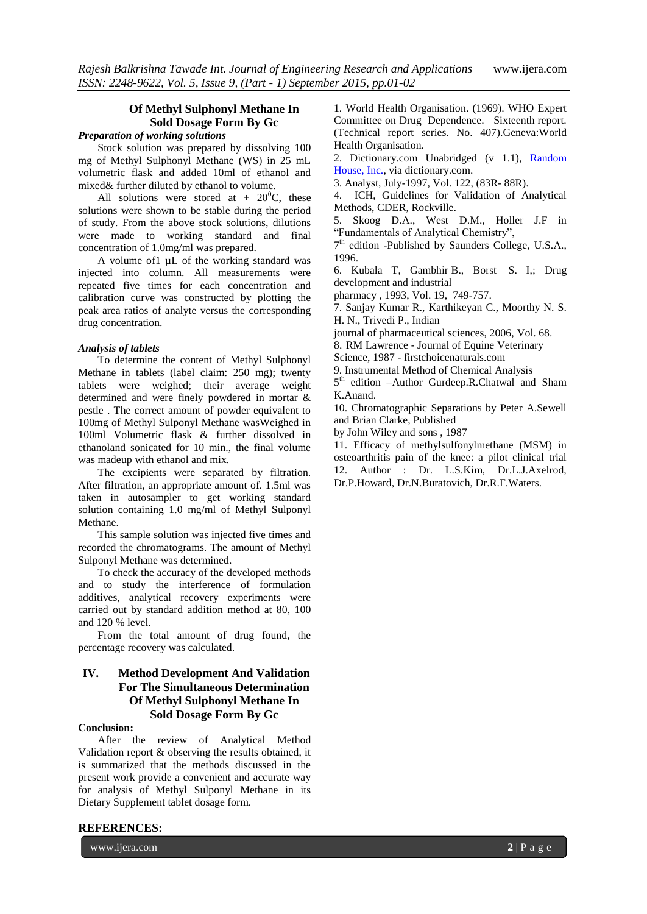### Of Methyl Sulphonyl Methane In Sold Dosage Form By Gc

***Preparation of working solutions***

Stock solution was prepared by dissolving 100 mg of Methyl Sulphonyl Methane (WS) in 25 mL volumetric flask and added 10ml of ethanol and mixed& further diluted by ethanol to volume.

All solutions were stored at + $20^0$C, these solutions were shown to be stable during the period of study. From the above stock solutions, dilutions were made to working standard and final concentration of 1.0mg/ml was prepared.

A volume of1 µL of the working standard was injected into column. All measurements were repeated five times for each concentration and calibration curve was constructed by plotting the peak area ratios of analyte versus the corresponding drug concentration.

***Analysis of tablets***

To determine the content of Methyl Sulphonyl Methane in tablets (label claim: 250 mg); twenty tablets were weighed; their average weight determined and were finely powdered in mortar & pestle . The correct amount of powder equivalent to 100mg of Methyl Sulponyl Methane wasWeighed in 100ml Volumetric flask & further dissolved in ethanoland sonicated for 10 min., the final volume was madeup with ethanol and mix.

The excipients were separated by filtration. After filtration, an appropriate amount of. 1.5ml was taken in autosampler to get working standard solution containing 1.0 mg/ml of Methyl Sulponyl Methane.

This sample solution was injected five times and recorded the chromatograms. The amount of Methyl Sulponyl Methane was determined.

To check the accuracy of the developed methods and to study the interference of formulation additives, analytical recovery experiments were carried out by standard addition method at 80, 100 and 120 % level.

From the total amount of drug found, the percentage recovery was calculated.

## IV. Method Development And Validation For The Simultaneous Determination Of Methyl Sulphonyl Methane In Sold Dosage Form By Gc

**Conclusion:**

After the review of Analytical Method Validation report & observing the results obtained, it is summarized that the methods discussed in the present work provide a convenient and accurate way for analysis of Methyl Sulponyl Methane in its Dietary Supplement tablet dosage form.

## REFERENCES:

1. World Health Organisation. (1969). WHO Expert Committee on Drug Dependence. Sixteenth report. (Technical report series. No. 407).Geneva:World Health Organisation.
2. Dictionary.com Unabridged (v 1.1), Random House, Inc., via dictionary.com.
3. Analyst, July-1997, Vol. 122, (83R- 88R).
4. ICH, Guidelines for Validation of Analytical Methods, CDER, Rockville.
5. Skoog D.A., West D.M., Holler J.F in "Fundamentals of Analytical Chemistry", 7th edition -Published by Saunders College, U.S.A., 1996.
6. Kubala T, Gambhir B., Borst S. I,; Drug development and industrial pharmacy , 1993, Vol. 19, 749-757.
7. Sanjay Kumar R., Karthikeyan C., Moorthy N. S. H. N., Trivedi P., Indian journal of pharmaceutical sciences, 2006, Vol. 68.
8. RM Lawrence - Journal of Equine Veterinary Science, 1987 - firstchoicenaturals.com
9. Instrumental Method of Chemical Analysis 5th edition –Author Gurdeep.R.Chatwal and Sham K.Anand.
10. Chromatographic Separations by Peter A.Sewell and Brian Clarke, Published by John Wiley and sons , 1987
11. Efficacy of methylsulfonylmethane (MSM) in osteoarthritis pain of the knee: a pilot clinical trial
12. Author : Dr. L.S.Kim, Dr.L.J.Axelrod, Dr.P.Howard, Dr.N.Buratovich, Dr.R.F.Waters.